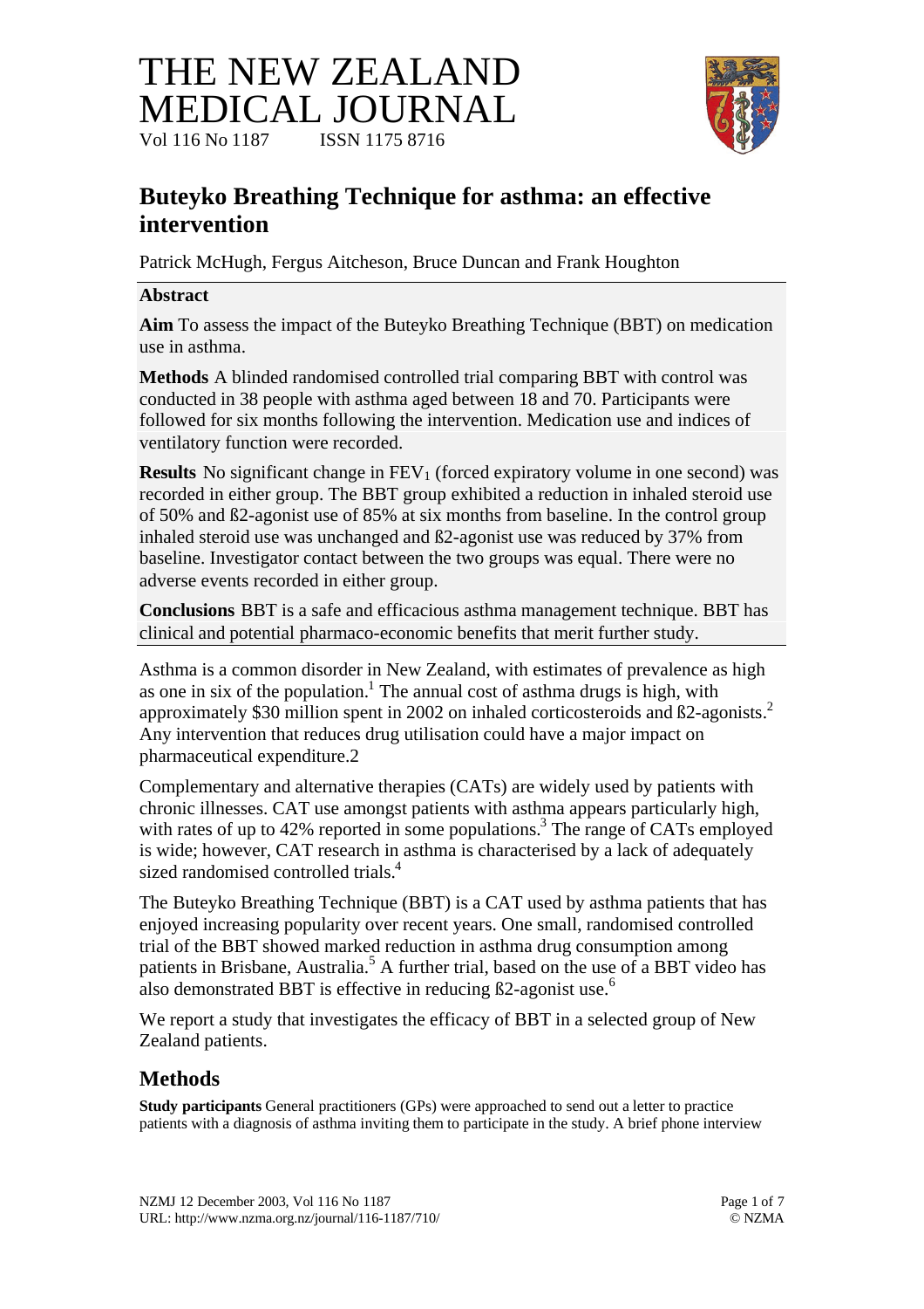# THE NEW ZEALAND MEDICAL JOURNAL

Vol 116 No 1187 ISSN 1175 8716

## Buteyko Breathing Technique for asthma: an effective intervention

Patrick McHugh, Fergus Aitcheson, Bruce Duncan and Frank Houghton

### Abstract

**Aim** To assess the impact of the Buteyko Breathing Technique (BBT) on medication use in asthma.

**Methods** A blinded randomised controlled trial comparing BBT with control was conducted in 38 people with asthma aged between 18 and 70. Participants were followed for six months following the intervention. Medication use and indices of ventilatory function were recorded.

**Results** No significant change in $FEV_1$ (forced expiratory volume in one second) was recorded in either group. The BBT group exhibited a reduction in inhaled steroid use of 50% and ß2-agonist use of 85% at six months from baseline. In the control group inhaled steroid use was unchanged and ß2-agonist use was reduced by 37% from baseline. Investigator contact between the two groups was equal. There were no adverse events recorded in either group.

**Conclusions** BBT is a safe and efficacious asthma management technique. BBT has clinical and potential pharmaco-economic benefits that merit further study.

Asthma is a common disorder in New Zealand, with estimates of prevalence as high as one in six of the population.[1] The annual cost of asthma drugs is high, with approximately $30 million spent in 2002 on inhaled corticosteroids and ß2-agonists.[2] Any intervention that reduces drug utilisation could have a major impact on pharmaceutical expenditure.2

Complementary and alternative therapies (CATs) are widely used by patients with chronic illnesses. CAT use amongst patients with asthma appears particularly high, with rates of up to 42% reported in some populations.[3] The range of CATs employed is wide; however, CAT research in asthma is characterised by a lack of adequately sized randomised controlled trials.[4]

The Buteyko Breathing Technique (BBT) is a CAT used by asthma patients that has enjoyed increasing popularity over recent years. One small, randomised controlled trial of the BBT showed marked reduction in asthma drug consumption among patients in Brisbane, Australia.[5] A further trial, based on the use of a BBT video has also demonstrated BBT is effective in reducing ß2-agonist use.[6]

We report a study that investigates the efficacy of BBT in a selected group of New Zealand patients.

## Methods

**Study participants** General practitioners (GPs) were approached to send out a letter to practice patients with a diagnosis of asthma inviting them to participate in the study. A brief phone interview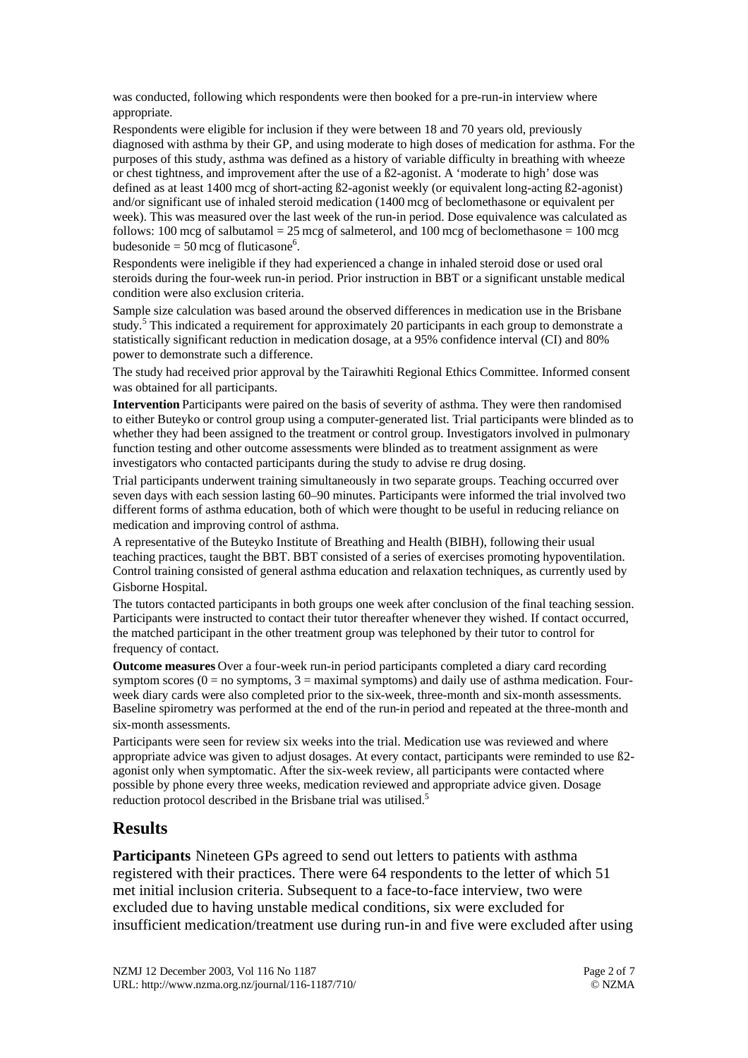was conducted, following which respondents were then booked for a pre-run-in interview where appropriate.

Respondents were eligible for inclusion if they were between 18 and 70 years old, previously diagnosed with asthma by their GP, and using moderate to high doses of medication for asthma. For the purposes of this study, asthma was defined as a history of variable difficulty in breathing with wheeze or chest tightness, and improvement after the use of a ß2-agonist. A 'moderate to high' dose was defined as at least 1400 mcg of short-acting ß2-agonist weekly (or equivalent long-acting ß2-agonist) and/or significant use of inhaled steroid medication (1400 mcg of beclomethasone or equivalent per week). This was measured over the last week of the run-in period. Dose equivalence was calculated as follows: 100 mcg of salbutamol = 25 mcg of salmeterol, and 100 mcg of beclomethasone = 100 mcg budesonide = 50 mcg of fluticasone[6].

Respondents were ineligible if they had experienced a change in inhaled steroid dose or used oral steroids during the four-week run-in period. Prior instruction in BBT or a significant unstable medical condition were also exclusion criteria.

Sample size calculation was based around the observed differences in medication use in the Brisbane study.[5] This indicated a requirement for approximately 20 participants in each group to demonstrate a statistically significant reduction in medication dosage, at a 95% confidence interval (CI) and 80% power to demonstrate such a difference.

The study had received prior approval by the Tairawhiti Regional Ethics Committee. Informed consent was obtained for all participants.

**Intervention** Participants were paired on the basis of severity of asthma. They were then randomised to either Buteyko or control group using a computer-generated list. Trial participants were blinded as to whether they had been assigned to the treatment or control group. Investigators involved in pulmonary function testing and other outcome assessments were blinded as to treatment assignment as were investigators who contacted participants during the study to advise re drug dosing.

Trial participants underwent training simultaneously in two separate groups. Teaching occurred over seven days with each session lasting 60–90 minutes. Participants were informed the trial involved two different forms of asthma education, both of which were thought to be useful in reducing reliance on medication and improving control of asthma.

A representative of the Buteyko Institute of Breathing and Health (BIBH), following their usual teaching practices, taught the BBT. BBT consisted of a series of exercises promoting hypoventilation. Control training consisted of general asthma education and relaxation techniques, as currently used by Gisborne Hospital.

The tutors contacted participants in both groups one week after conclusion of the final teaching session. Participants were instructed to contact their tutor thereafter whenever they wished. If contact occurred, the matched participant in the other treatment group was telephoned by their tutor to control for frequency of contact.

**Outcome measures** Over a four-week run-in period participants completed a diary card recording symptom scores (0 = no symptoms, 3 = maximal symptoms) and daily use of asthma medication. Four-week diary cards were also completed prior to the six-week, three-month and six-month assessments. Baseline spirometry was performed at the end of the run-in period and repeated at the three-month and six-month assessments.

Participants were seen for review six weeks into the trial. Medication use was reviewed and where appropriate advice was given to adjust dosages. At every contact, participants were reminded to use ß2-agonist only when symptomatic. After the six-week review, all participants were contacted where possible by phone every three weeks, medication reviewed and appropriate advice given. Dosage reduction protocol described in the Brisbane trial was utilised.[5]

## Results

**Participants** Nineteen GPs agreed to send out letters to patients with asthma registered with their practices. There were 64 respondents to the letter of which 51 met initial inclusion criteria. Subsequent to a face-to-face interview, two were excluded due to having unstable medical conditions, six were excluded for insufficient medication/treatment use during run-in and five were excluded after using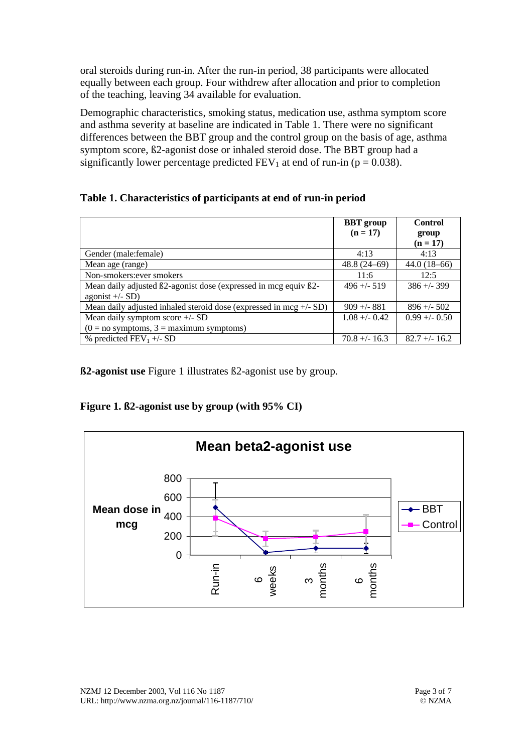oral steroids during run-in. After the run-in period, 38 participants were allocated equally between each group. Four withdrew after allocation and prior to completion of the teaching, leaving 34 available for evaluation.

Demographic characteristics, smoking status, medication use, asthma symptom score and asthma severity at baseline are indicated in Table 1. There were no significant differences between the BBT group and the control group on the basis of age, asthma symptom score, ß2-agonist dose or inhaled steroid dose. The BBT group had a significantly lower percentage predicted $FEV_1$ at end of run-in ($p = 0.038$).

**Table 1. Characteristics of participants at end of run-in period**

| | BBT group (n = 17) | Control group (n = 17) |
|---|---|---|
| Gender (male:female) | 4:13 | 4:13 |
| Mean age (range) | 48.8 (24–69) | 44.0 (18–66) |
| Non-smokers:ever smokers | 11:6 | 12:5 |
| Mean daily adjusted ß2-agonist dose (expressed in mcg equiv ß2-agonist +/- SD) | 496 +/- 519 | 386 +/- 399 |
| Mean daily adjusted inhaled steroid dose (expressed in mcg +/- SD) | 909 +/- 881 | 896 +/- 502 |
| Mean daily symptom score +/- SD (0 = no symptoms, 3 = maximum symptoms) | 1.08 +/- 0.42 | 0.99 +/- 0.50 |
| % predicted $FEV_1$ +/- SD | 70.8 +/- 16.3 | 82.7 +/- 16.2 |

**ß2-agonist use** Figure 1 illustrates ß2-agonist use by group.

**Figure 1. ß2-agonist use by group (with 95% CI)**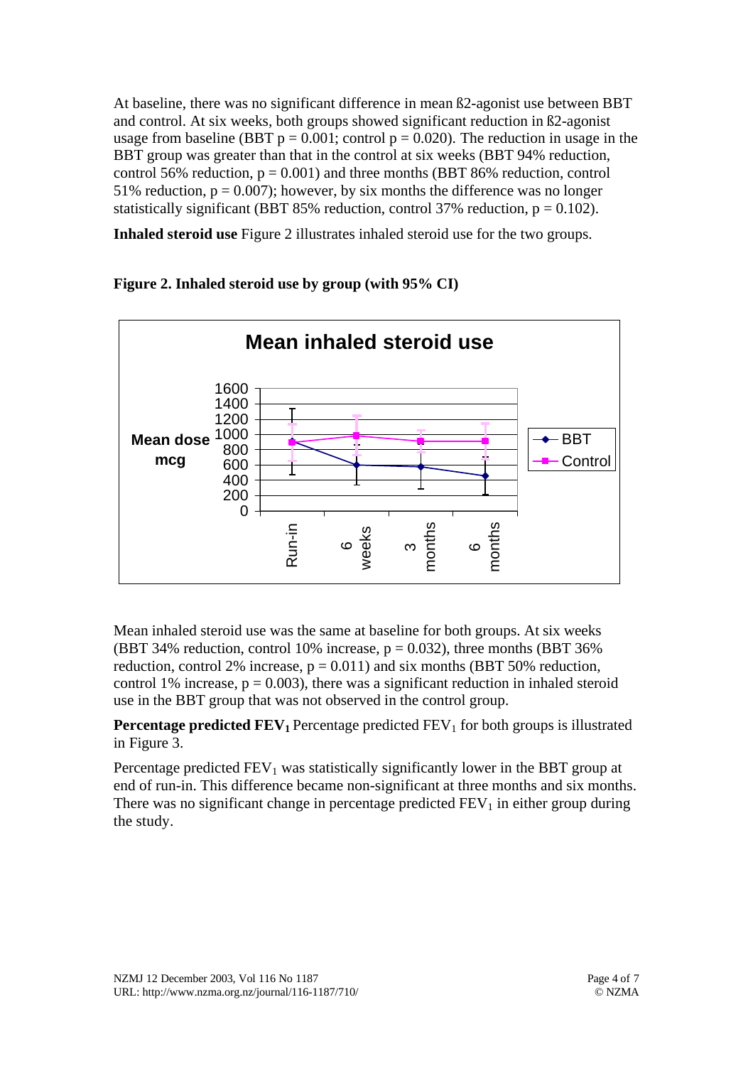At baseline, there was no significant difference in mean ß2-agonist use between BBT and control. At six weeks, both groups showed significant reduction in ß2-agonist usage from baseline (BBT $p = 0.001$; control $p = 0.020$). The reduction in usage in the BBT group was greater than that in the control at six weeks (BBT 94% reduction, control 56% reduction, $p = 0.001$) and three months (BBT 86% reduction, control 51% reduction, $p = 0.007$); however, by six months the difference was no longer statistically significant (BBT 85% reduction, control 37% reduction, $p = 0.102$).

**Inhaled steroid use** Figure 2 illustrates inhaled steroid use for the two groups.

**Figure 2. Inhaled steroid use by group (with 95% CI)**

Mean inhaled steroid use was the same at baseline for both groups. At six weeks (BBT 34% reduction, control 10% increase, $p = 0.032$), three months (BBT 36% reduction, control 2% increase, $p = 0.011$) and six months (BBT 50% reduction, control 1% increase, $p = 0.003$), there was a significant reduction in inhaled steroid use in the BBT group that was not observed in the control group.

**Percentage predicted $FEV_1$** Percentage predicted $FEV_1$ for both groups is illustrated in Figure 3.

Percentage predicted $FEV_1$ was statistically significantly lower in the BBT group at end of run-in. This difference became non-significant at three months and six months. There was no significant change in percentage predicted $FEV_1$ in either group during the study.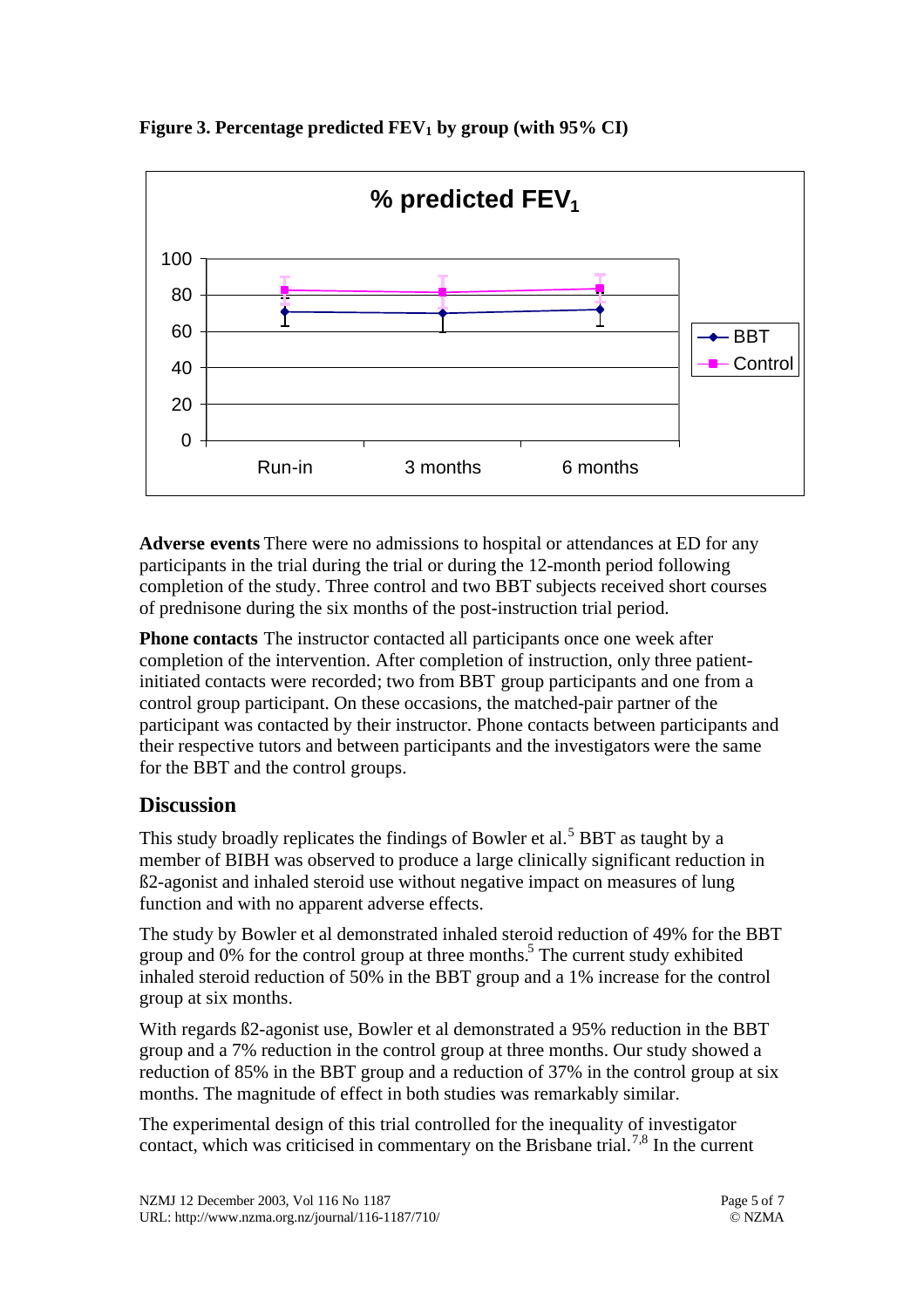**Figure 3. Percentage predicted $FEV_1$ by group (with 95% CI)**

**Adverse events** There were no admissions to hospital or attendances at ED for any participants in the trial during the trial or during the 12-month period following completion of the study. Three control and two BBT subjects received short courses of prednisone during the six months of the post-instruction trial period.

**Phone contacts** The instructor contacted all participants once one week after completion of the intervention. After completion of instruction, only three patient-initiated contacts were recorded; two from BBT group participants and one from a control group participant. On these occasions, the matched-pair partner of the participant was contacted by their instructor. Phone contacts between participants and their respective tutors and between participants and the investigators were the same for the BBT and the control groups.

## Discussion

This study broadly replicates the findings of Bowler et al.[5] BBT as taught by a member of BIBH was observed to produce a large clinically significant reduction in ß2-agonist and inhaled steroid use without negative impact on measures of lung function and with no apparent adverse effects.

The study by Bowler et al demonstrated inhaled steroid reduction of 49% for the BBT group and 0% for the control group at three months.[5] The current study exhibited inhaled steroid reduction of 50% in the BBT group and a 1% increase for the control group at six months.

With regards ß2-agonist use, Bowler et al demonstrated a 95% reduction in the BBT group and a 7% reduction in the control group at three months. Our study showed a reduction of 85% in the BBT group and a reduction of 37% in the control group at six months. The magnitude of effect in both studies was remarkably similar.

The experimental design of this trial controlled for the inequality of investigator contact, which was criticised in commentary on the Brisbane trial.[7,8] In the current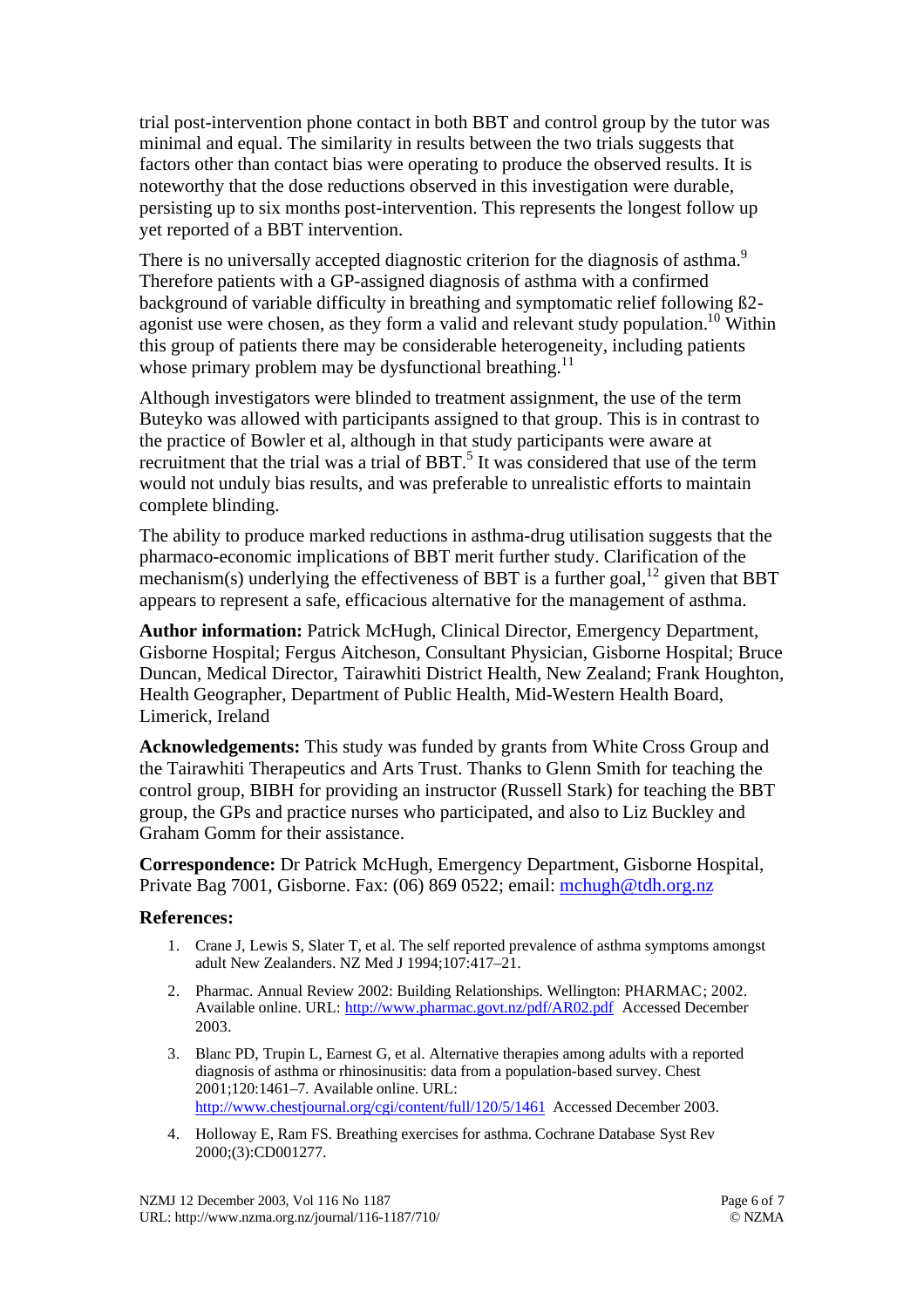trial post-intervention phone contact in both BBT and control group by the tutor was minimal and equal. The similarity in results between the two trials suggests that factors other than contact bias were operating to produce the observed results. It is noteworthy that the dose reductions observed in this investigation were durable, persisting up to six months post-intervention. This represents the longest follow up yet reported of a BBT intervention.

There is no universally accepted diagnostic criterion for the diagnosis of asthma.[9] Therefore patients with a GP-assigned diagnosis of asthma with a confirmed background of variable difficulty in breathing and symptomatic relief following ß2-agonist use were chosen, as they form a valid and relevant study population.[10] Within this group of patients there may be considerable heterogeneity, including patients whose primary problem may be dysfunctional breathing.[11]

Although investigators were blinded to treatment assignment, the use of the term Buteyko was allowed with participants assigned to that group. This is in contrast to the practice of Bowler et al, although in that study participants were aware at recruitment that the trial was a trial of BBT.[5] It was considered that use of the term would not unduly bias results, and was preferable to unrealistic efforts to maintain complete blinding.

The ability to produce marked reductions in asthma-drug utilisation suggests that the pharmaco-economic implications of BBT merit further study. Clarification of the mechanism(s) underlying the effectiveness of BBT is a further goal,[12] given that BBT appears to represent a safe, efficacious alternative for the management of asthma.

**Author information:** Patrick McHugh, Clinical Director, Emergency Department, Gisborne Hospital; Fergus Aitcheson, Consultant Physician, Gisborne Hospital; Bruce Duncan, Medical Director, Tairawhiti District Health, New Zealand; Frank Houghton, Health Geographer, Department of Public Health, Mid-Western Health Board, Limerick, Ireland

**Acknowledgements:** This study was funded by grants from White Cross Group and the Tairawhiti Therapeutics and Arts Trust. Thanks to Glenn Smith for teaching the control group, BIBH for providing an instructor (Russell Stark) for teaching the BBT group, the GPs and practice nurses who participated, and also to Liz Buckley and Graham Gomm for their assistance.

**Correspondence:** Dr Patrick McHugh, Emergency Department, Gisborne Hospital, Private Bag 7001, Gisborne. Fax: (06) 869 0522; email: mchugh@tdh.org.nz

## References:

1. Crane J, Lewis S, Slater T, et al. The self reported prevalence of asthma symptoms amongst adult New Zealanders. NZ Med J 1994;107:417–21.
2. Pharmac. Annual Review 2002: Building Relationships. Wellington: PHARMAC; 2002. Available online. URL: http://www.pharmac.govt.nz/pdf/AR02.pdf Accessed December 2003.
3. Blanc PD, Trupin L, Earnest G, et al. Alternative therapies among adults with a reported diagnosis of asthma or rhinosinusitis: data from a population-based survey. Chest 2001;120:1461–7. Available online. URL: http://www.chestjournal.org/cgi/content/full/120/5/1461 Accessed December 2003.
4. Holloway E, Ram FS. Breathing exercises for asthma. Cochrane Database Syst Rev 2000;(3):CD001277.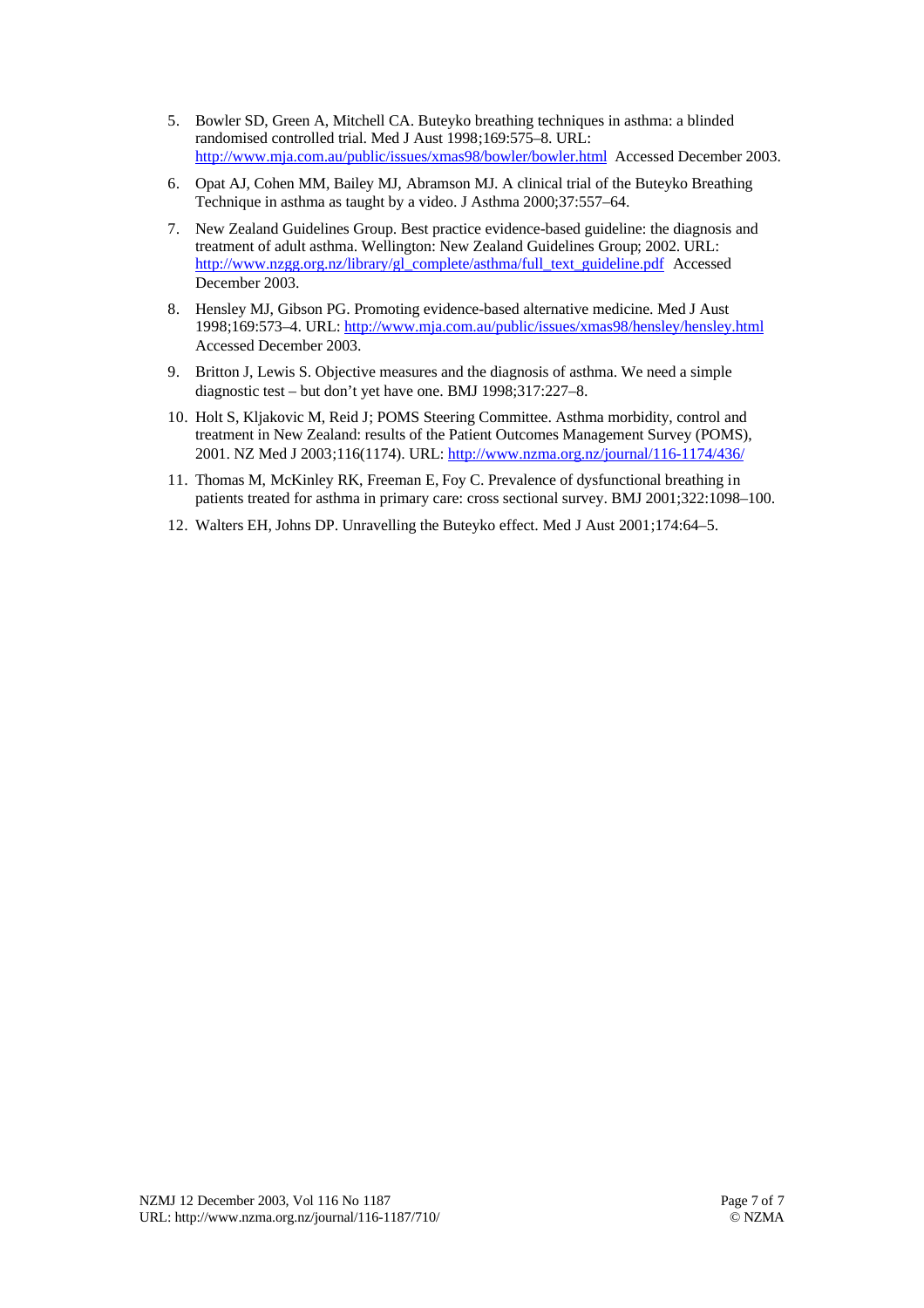5. Bowler SD, Green A, Mitchell CA. Buteyko breathing techniques in asthma: a blinded randomised controlled trial. Med J Aust 1998;169:575–8. URL: http://www.mja.com.au/public/issues/xmas98/bowler/bowler.html Accessed December 2003.
6. Opat AJ, Cohen MM, Bailey MJ, Abramson MJ. A clinical trial of the Buteyko Breathing Technique in asthma as taught by a video. J Asthma 2000;37:557–64.
7. New Zealand Guidelines Group. Best practice evidence-based guideline: the diagnosis and treatment of adult asthma. Wellington: New Zealand Guidelines Group; 2002. URL: http://www.nzgg.org.nz/library/gl_complete/asthma/full_text_guideline.pdf Accessed December 2003.
8. Hensley MJ, Gibson PG. Promoting evidence-based alternative medicine. Med J Aust 1998;169:573–4. URL: http://www.mja.com.au/public/issues/xmas98/hensley/hensley.html Accessed December 2003.
9. Britton J, Lewis S. Objective measures and the diagnosis of asthma. We need a simple diagnostic test – but don't yet have one. BMJ 1998;317:227–8.
10. Holt S, Kljakovic M, Reid J; POMS Steering Committee. Asthma morbidity, control and treatment in New Zealand: results of the Patient Outcomes Management Survey (POMS), 2001. NZ Med J 2003;116(1174). URL: http://www.nzma.org.nz/journal/116-1174/436/
11. Thomas M, McKinley RK, Freeman E, Foy C. Prevalence of dysfunctional breathing in patients treated for asthma in primary care: cross sectional survey. BMJ 2001;322:1098–100.
12. Walters EH, Johns DP. Unravelling the Buteyko effect. Med J Aust 2001;174:64–5.